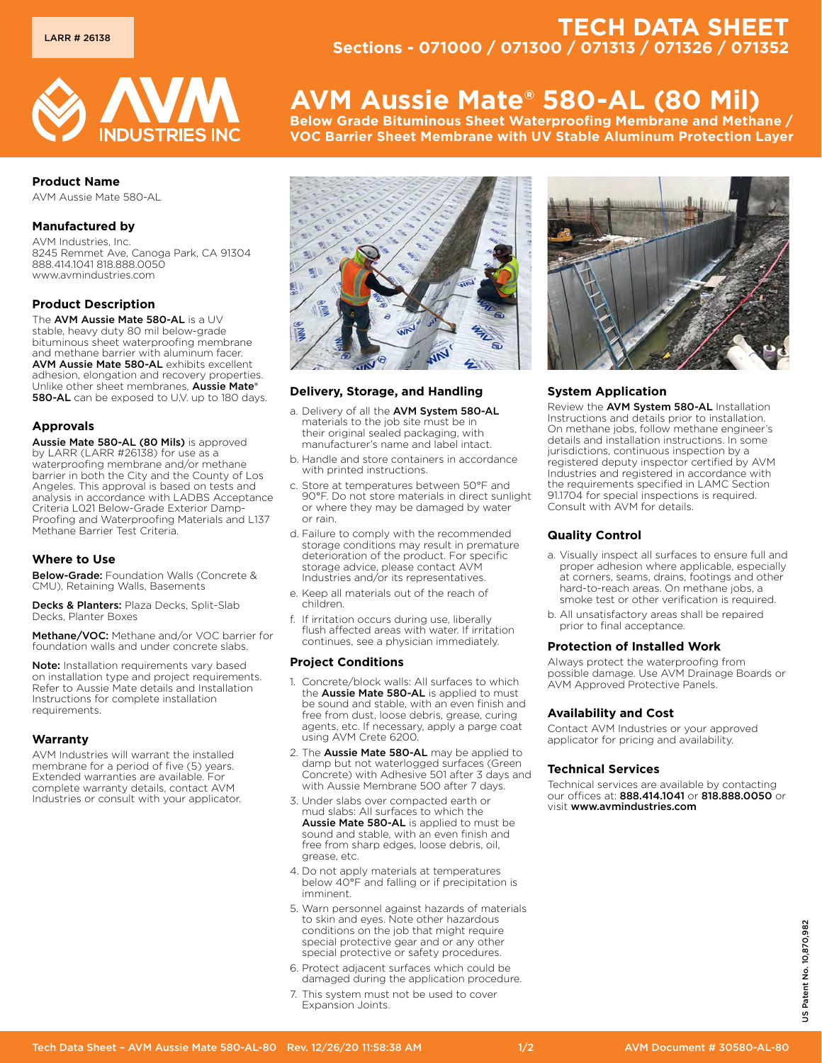LARR # 26138

# TECH DATA SHEET

**Sections - 071000 / 071300 / 071313 / 071326 / 071352**

AVM INDUSTRIES INC

# AVM Aussie Mate® 580-AL (80 Mil)

**Below Grade Bituminous Sheet Waterproofing Membrane and Methane / VOC Barrier Sheet Membrane with UV Stable Aluminum Protection Layer**

### Product Name

AVM Aussie Mate 580-AL

### Manufactured by

AVM Industries, Inc.
8245 Remmet Ave, Canoga Park, CA 91304
888.414.1041 818.888.0050
www.avmindustries.com

### Product Description

The **AVM Aussie Mate 580-AL** is a UV stable, heavy duty 80 mil below-grade bituminous sheet waterproofing membrane and methane barrier with aluminum facer. **AVM Aussie Mate 580-AL** exhibits excellent adhesion, elongation and recovery properties. Unlike other sheet membranes, **Aussie Mate® 580-AL** can be exposed to U.V. up to 180 days.

### Approvals

**Aussie Mate 580-AL (80 Mils)** is approved by LARR (LARR #26138) for use as a waterproofing membrane and/or methane barrier in both the City and the County of Los Angeles. This approval is based on tests and analysis in accordance with LADBS Acceptance Criteria L021 Below-Grade Exterior Damp-Proofing and Waterproofing Materials and L137 Methane Barrier Test Criteria.

### Where to Use

**Below-Grade:** Foundation Walls (Concrete & CMU), Retaining Walls, Basements

**Decks & Planters:** Plaza Decks, Split-Slab Decks, Planter Boxes

**Methane/VOC:** Methane and/or VOC barrier for foundation walls and under concrete slabs.

**Note:** Installation requirements vary based on installation type and project requirements. Refer to Aussie Mate details and Installation Instructions for complete installation requirements.

### Warranty

AVM Industries will warrant the installed membrane for a period of five (5) years. Extended warranties are available. For complete warranty details, contact AVM Industries or consult with your applicator.

### Delivery, Storage, and Handling

a. Delivery of all the **AVM System 580-AL** materials to the job site must be in their original sealed packaging, with manufacturer's name and label intact.

b. Handle and store containers in accordance with printed instructions.

c. Store at temperatures between 50°F and 90°F. Do not store materials in direct sunlight or where they may be damaged by water or rain.

d. Failure to comply with the recommended storage conditions may result in premature deterioration of the product. For specific storage advice, please contact AVM Industries and/or its representatives.

e. Keep all materials out of the reach of children.

f. If irritation occurs during use, liberally flush affected areas with water. If irritation continues, see a physician immediately.

### Project Conditions

1. Concrete/block walls: All surfaces to which the **Aussie Mate 580-AL** is applied to must be sound and stable, with an even finish and free from dust, loose debris, grease, curing agents, etc. If necessary, apply a parge coat using AVM Crete 6200.
2. The **Aussie Mate 580-AL** may be applied to damp but not waterlogged surfaces (Green Concrete) with Adhesive 501 after 3 days and with Aussie Membrane 500 after 7 days.
3. Under slabs over compacted earth or mud slabs: All surfaces to which the **Aussie Mate 580-AL** is applied to must be sound and stable, with an even finish and free from sharp edges, loose debris, oil, grease, etc.
4. Do not apply materials at temperatures below 40°F and falling or if precipitation is imminent.
5. Warn personnel against hazards of materials to skin and eyes. Note other hazardous conditions on the job that might require special protective gear and or any other special protective or safety procedures.
6. Protect adjacent surfaces which could be damaged during the application procedure.
7. This system must not be used to cover Expansion Joints.

### System Application

Review the **AVM System 580-AL** Installation Instructions and details prior to installation. On methane jobs, follow methane engineer's details and installation instructions. In some jurisdictions, continuous inspection by a registered deputy inspector certified by AVM Industries and registered in accordance with the requirements specified in LAMC Section 91.1704 for special inspections is required. Consult with AVM for details.

### Quality Control

a. Visually inspect all surfaces to ensure full and proper adhesion where applicable, especially at corners, seams, drains, footings and other hard-to-reach areas. On methane jobs, a smoke test or other verification is required.

b. All unsatisfactory areas shall be repaired prior to final acceptance.

### Protection of Installed Work

Always protect the waterproofing from possible damage. Use AVM Drainage Boards or AVM Approved Protective Panels.

### Availability and Cost

Contact AVM Industries or your approved applicator for pricing and availability.

### Technical Services

Technical services are available by contacting our offices at: **888.414.1041** or **818.888.0050** or visit **www.avmindustries.com**

US Patent No. 10,870,982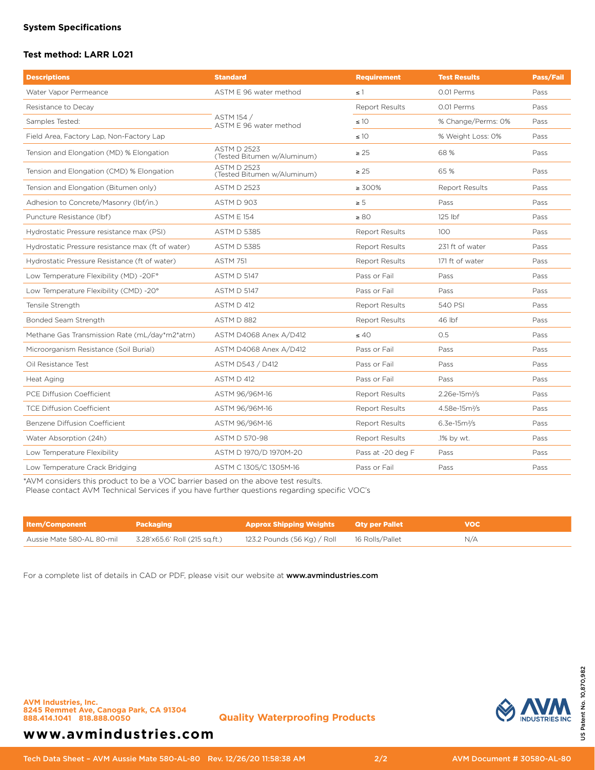**System Specifications**

**Test method: LARR L021**

| Descriptions | Standard | Requirement | Test Results | Pass/Fail |
|---|---|---|---|---|
| Water Vapor Permeance | ASTM E 96 water method | ≤ 1 | 0.01 Perms | Pass |
| Resistance to Decay | ASTM 154 / ASTM E 96 water method | Report Results | 0.01 Perms | Pass |
| Samples Tested: | | ≤ 10 | % Change/Perms: 0% | Pass |
| Field Area, Factory Lap, Non-Factory Lap | | ≤ 10 | % Weight Loss: 0% | Pass |
| Tension and Elongation (MD) % Elongation | ASTM D 2523 (Tested Bitumen w/Aluminum) | ≥ 25 | 68 % | Pass |
| Tension and Elongation (CMD) % Elongation | ASTM D 2523 (Tested Bitumen w/Aluminum) | ≥ 25 | 65 % | Pass |
| Tension and Elongation (Bitumen only) | ASTM D 2523 | ≥ 300% | Report Results | Pass |
| Adhesion to Concrete/Masonry (lbf/in.) | ASTM D 903 | ≥ 5 | Pass | Pass |
| Puncture Resistance (lbf) | ASTM E 154 | ≥ 80 | 125 lbf | Pass |
| Hydrostatic Pressure resistance max (PSI) | ASTM D 5385 | Report Results | 100 | Pass |
| Hydrostatic Pressure resistance max (ft of water) | ASTM D 5385 | Report Results | 231 ft of water | Pass |
| Hydrostatic Pressure Resistance (ft of water) | ASTM 751 | Report Results | 171 ft of water | Pass |
| Low Temperature Flexibility (MD) -20F° | ASTM D 5147 | Pass or Fail | Pass | Pass |
| Low Temperature Flexibility (CMD) -20° | ASTM D 5147 | Pass or Fail | Pass | Pass |
| Tensile Strength | ASTM D 412 | Report Results | 540 PSI | Pass |
| Bonded Seam Strength | ASTM D 882 | Report Results | 46 lbf | Pass |
| Methane Gas Transmission Rate (mL/day*m2*atm) | ASTM D4068 Anex A/D412 | ≤ 40 | 0.5 | Pass |
| Microorganism Resistance (Soil Burial) | ASTM D4068 Anex A/D412 | Pass or Fail | Pass | Pass |
| Oil Resistance Test | ASTM D543 / D412 | Pass or Fail | Pass | Pass |
| Heat Aging | ASTM D 412 | Pass or Fail | Pass | Pass |
| PCE Diffusion Coefficient | ASTM 96/96M-16 | Report Results | 2.26e-15m²/s | Pass |
| TCE Diffusion Coefficient | ASTM 96/96M-16 | Report Results | 4.58e-15m²/s | Pass |
| Benzene Diffusion Coefficient | ASTM 96/96M-16 | Report Results | 6.3e-15m²/s | Pass |
| Water Absorption (24h) | ASTM D 570-98 | Report Results | .1% by wt. | Pass |
| Low Temperature Flexibility | ASTM D 1970/D 1970M-20 | Pass at -20 deg F | Pass | Pass |
| Low Temperature Crack Bridging | ASTM C 1305/C 1305M-16 | Pass or Fail | Pass | Pass |

*AVM considers this product to be a VOC barrier based on the above test results.
Please contact AVM Technical Services if you have further questions regarding specific VOC's

| Item/Component | Packaging | Approx Shipping Weights | Qty per Pallet | VOC |
|---|---|---|---|---|
| Aussie Mate 580-AL 80-mil | 3.28'x65.6' Roll (215 sq.ft.) | 123.2 Pounds (56 Kg) / Roll | 16 Rolls/Pallet | N/A |

For a complete list of details in CAD or PDF, please visit our website at **www.avmindustries.com**

**AVM Industries, Inc.**
**8245 Remmet Ave, Canoga Park, CA 91304**
**888.414.1041 818.888.0050**

**Quality Waterproofing Products**

**www.avmindustries.com**

US Patent No. 10,870,982

Tech Data Sheet – AVM Aussie Mate 580-AL-80 Rev. 12/26/20 11:58:38 AM

AVM Document # 30580-AL-80